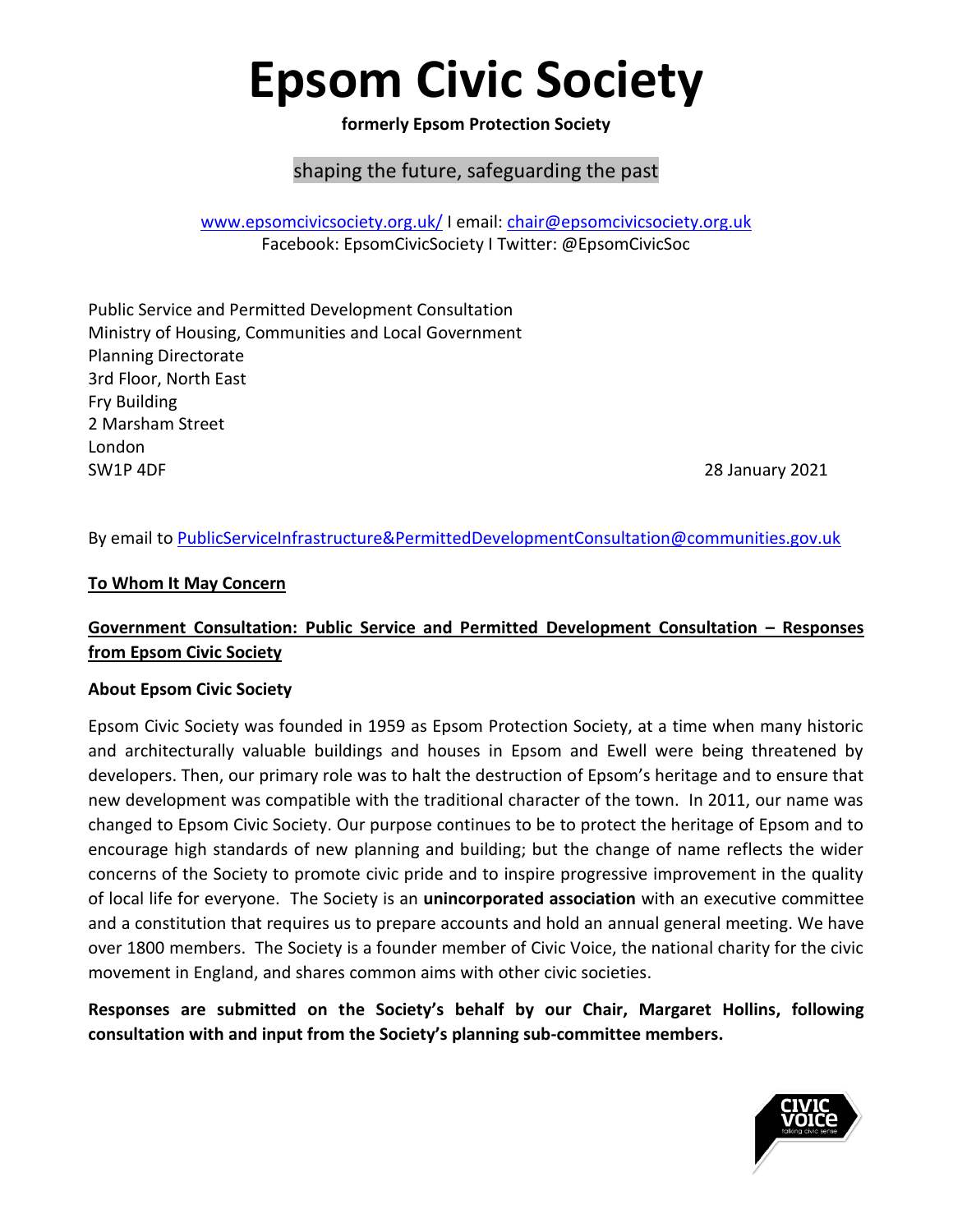# Epsom Civic Society

**formerly Epsom Protection Society**

shaping the future, safeguarding the past

www.epsomcivicsociety.org.uk/ I email: chair@epsomcivicsociety.org.uk
Facebook: EpsomCivicSociety I Twitter: @EpsomCivicSoc

Public Service and Permitted Development Consultation
Ministry of Housing, Communities and Local Government
Planning Directorate
3rd Floor, North East
Fry Building
2 Marsham Street
London
SW1P 4DF

28 January 2021

By email to PublicServiceInfrastructure&PermittedDevelopmentConsultation@communities.gov.uk

**To Whom It May Concern**

**Government Consultation: Public Service and Permitted Development Consultation – Responses from Epsom Civic Society**

**About Epsom Civic Society**

Epsom Civic Society was founded in 1959 as Epsom Protection Society, at a time when many historic and architecturally valuable buildings and houses in Epsom and Ewell were being threatened by developers. Then, our primary role was to halt the destruction of Epsom's heritage and to ensure that new development was compatible with the traditional character of the town. In 2011, our name was changed to Epsom Civic Society. Our purpose continues to be to protect the heritage of Epsom and to encourage high standards of new planning and building; but the change of name reflects the wider concerns of the Society to promote civic pride and to inspire progressive improvement in the quality of local life for everyone. The Society is an **unincorporated association** with an executive committee and a constitution that requires us to prepare accounts and hold an annual general meeting. We have over 1800 members. The Society is a founder member of Civic Voice, the national charity for the civic movement in England, and shares common aims with other civic societies.

**Responses are submitted on the Society's behalf by our Chair, Margaret Hollins, following consultation with and input from the Society's planning sub-committee members.**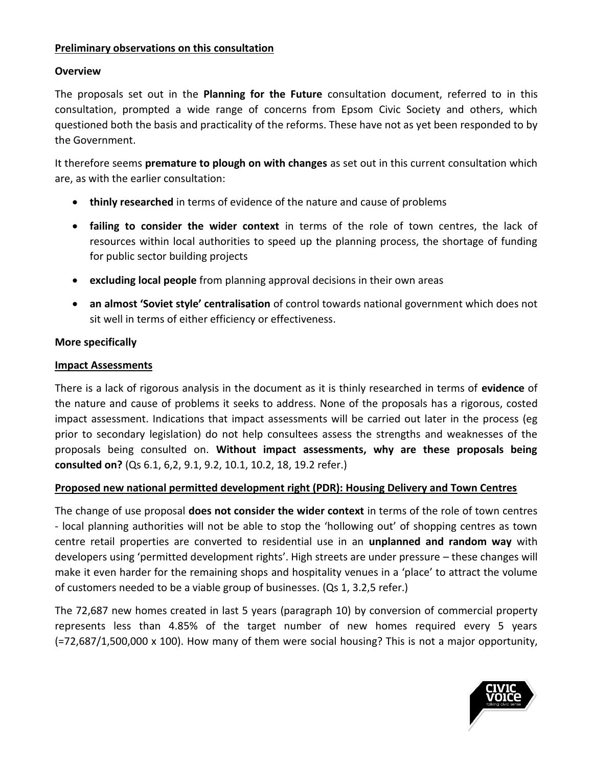**Preliminary observations on this consultation**

**Overview**

The proposals set out in the **Planning for the Future** consultation document, referred to in this consultation, prompted a wide range of concerns from Epsom Civic Society and others, which questioned both the basis and practicality of the reforms. These have not as yet been responded to by the Government.

It therefore seems **premature to plough on with changes** as set out in this current consultation which are, as with the earlier consultation:

- **thinly researched** in terms of evidence of the nature and cause of problems
- **failing to consider the wider context** in terms of the role of town centres, the lack of resources within local authorities to speed up the planning process, the shortage of funding for public sector building projects
- **excluding local people** from planning approval decisions in their own areas
- **an almost 'Soviet style' centralisation** of control towards national government which does not sit well in terms of either efficiency or effectiveness.

**More specifically**

**Impact Assessments**

There is a lack of rigorous analysis in the document as it is thinly researched in terms of **evidence** of the nature and cause of problems it seeks to address. None of the proposals has a rigorous, costed impact assessment. Indications that impact assessments will be carried out later in the process (eg prior to secondary legislation) do not help consultees assess the strengths and weaknesses of the proposals being consulted on. **Without impact assessments, why are these proposals being consulted on?** (Qs 6.1, 6,2, 9.1, 9.2, 10.1, 10.2, 18, 19.2 refer.)

**Proposed new national permitted development right (PDR): Housing Delivery and Town Centres**

The change of use proposal **does not consider the wider context** in terms of the role of town centres - local planning authorities will not be able to stop the 'hollowing out' of shopping centres as town centre retail properties are converted to residential use in an **unplanned and random way** with developers using 'permitted development rights'. High streets are under pressure – these changes will make it even harder for the remaining shops and hospitality venues in a 'place' to attract the volume of customers needed to be a viable group of businesses. (Qs 1, 3.2,5 refer.)

The 72,687 new homes created in last 5 years (paragraph 10) by conversion of commercial property represents less than 4.85% of the target number of new homes required every 5 years (=72,687/1,500,000 x 100). How many of them were social housing? This is not a major opportunity,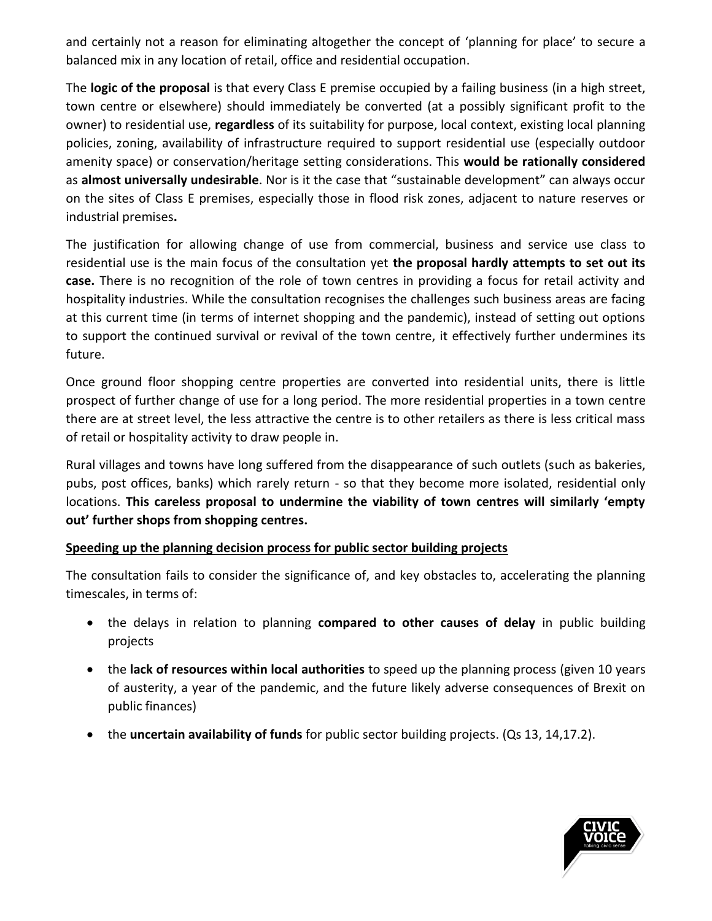and certainly not a reason for eliminating altogether the concept of 'planning for place' to secure a balanced mix in any location of retail, office and residential occupation.

The **logic of the proposal** is that every Class E premise occupied by a failing business (in a high street, town centre or elsewhere) should immediately be converted (at a possibly significant profit to the owner) to residential use, **regardless** of its suitability for purpose, local context, existing local planning policies, zoning, availability of infrastructure required to support residential use (especially outdoor amenity space) or conservation/heritage setting considerations. This **would be rationally considered** as **almost universally undesirable**. Nor is it the case that "sustainable development" can always occur on the sites of Class E premises, especially those in flood risk zones, adjacent to nature reserves or industrial premises**.**

The justification for allowing change of use from commercial, business and service use class to residential use is the main focus of the consultation yet **the proposal hardly attempts to set out its case.** There is no recognition of the role of town centres in providing a focus for retail activity and hospitality industries. While the consultation recognises the challenges such business areas are facing at this current time (in terms of internet shopping and the pandemic), instead of setting out options to support the continued survival or revival of the town centre, it effectively further undermines its future.

Once ground floor shopping centre properties are converted into residential units, there is little prospect of further change of use for a long period. The more residential properties in a town centre there are at street level, the less attractive the centre is to other retailers as there is less critical mass of retail or hospitality activity to draw people in.

Rural villages and towns have long suffered from the disappearance of such outlets (such as bakeries, pubs, post offices, banks) which rarely return - so that they become more isolated, residential only locations. **This careless proposal to undermine the viability of town centres will similarly 'empty out' further shops from shopping centres.**

**Speeding up the planning decision process for public sector building projects**

The consultation fails to consider the significance of, and key obstacles to, accelerating the planning timescales, in terms of:

- the delays in relation to planning **compared to other causes of delay** in public building projects
- the **lack of resources within local authorities** to speed up the planning process (given 10 years of austerity, a year of the pandemic, and the future likely adverse consequences of Brexit on public finances)
- the **uncertain availability of funds** for public sector building projects. (Qs 13, 14,17.2).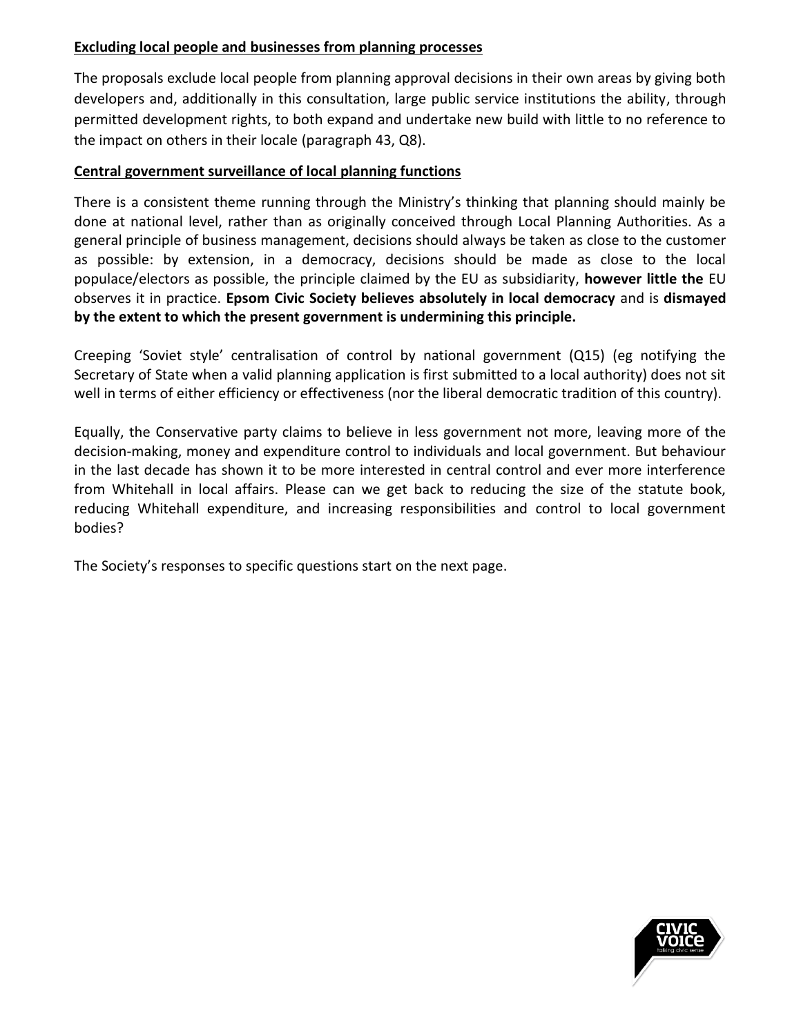**Excluding local people and businesses from planning processes**

The proposals exclude local people from planning approval decisions in their own areas by giving both developers and, additionally in this consultation, large public service institutions the ability, through permitted development rights, to both expand and undertake new build with little to no reference to the impact on others in their locale (paragraph 43, Q8).

**Central government surveillance of local planning functions**

There is a consistent theme running through the Ministry's thinking that planning should mainly be done at national level, rather than as originally conceived through Local Planning Authorities. As a general principle of business management, decisions should always be taken as close to the customer as possible: by extension, in a democracy, decisions should be made as close to the local populace/electors as possible, the principle claimed by the EU as subsidiarity, **however little the** EU observes it in practice. **Epsom Civic Society believes absolutely in local democracy** and is **dismayed by the extent to which the present government is undermining this principle.**

Creeping 'Soviet style' centralisation of control by national government (Q15) (eg notifying the Secretary of State when a valid planning application is first submitted to a local authority) does not sit well in terms of either efficiency or effectiveness (nor the liberal democratic tradition of this country).

Equally, the Conservative party claims to believe in less government not more, leaving more of the decision-making, money and expenditure control to individuals and local government. But behaviour in the last decade has shown it to be more interested in central control and ever more interference from Whitehall in local affairs. Please can we get back to reducing the size of the statute book, reducing Whitehall expenditure, and increasing responsibilities and control to local government bodies?

The Society's responses to specific questions start on the next page.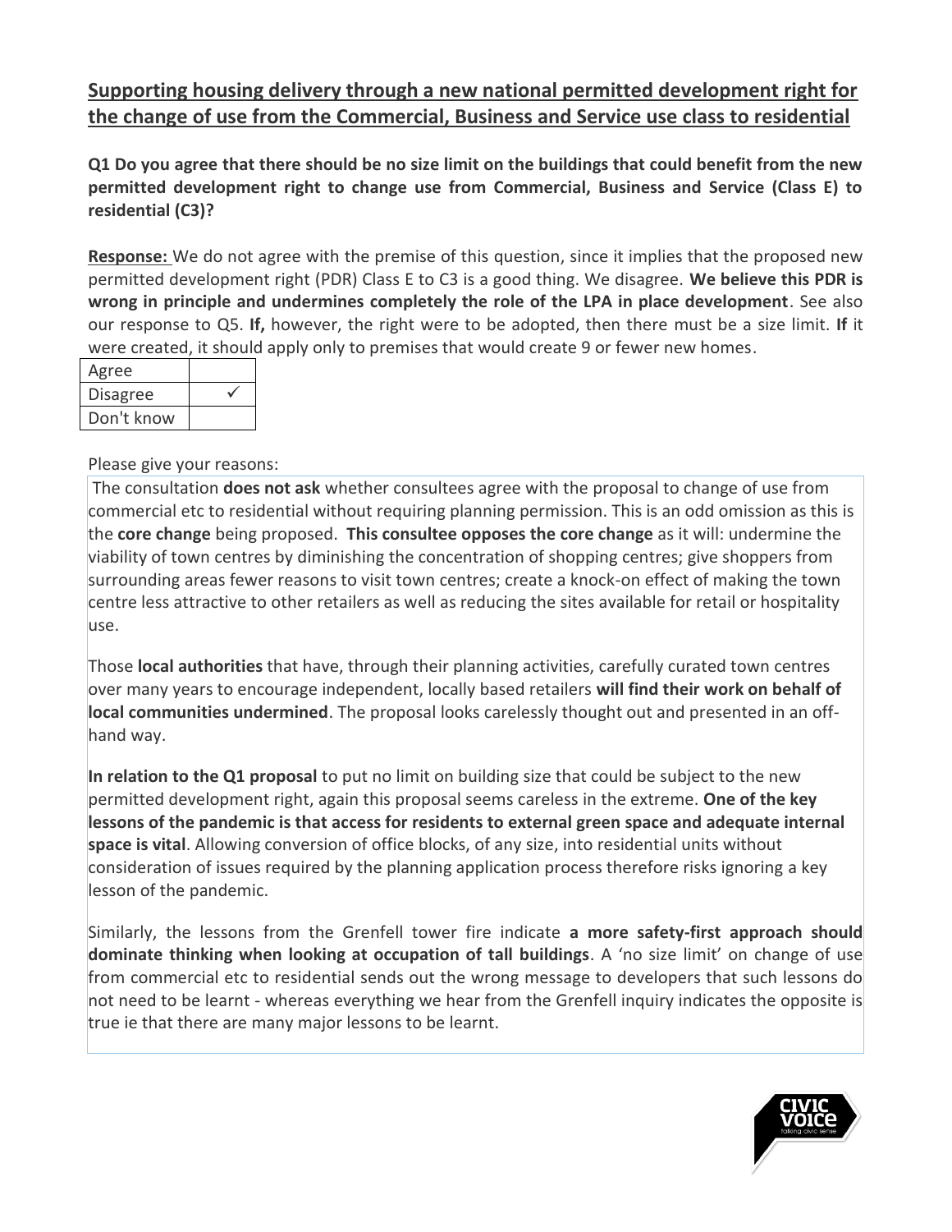## Supporting housing delivery through a new national permitted development right for the change of use from the Commercial, Business and Service use class to residential

**Q1 Do you agree that there should be no size limit on the buildings that could benefit from the new permitted development right to change use from Commercial, Business and Service (Class E) to residential (C3)?**

**Response:** We do not agree with the premise of this question, since it implies that the proposed new permitted development right (PDR) Class E to C3 is a good thing. We disagree. **We believe this PDR is wrong in principle and undermines completely the role of the LPA in place development**. See also our response to Q5. **If,** however, the right were to be adopted, then there must be a size limit. **If** it were created, it should apply only to premises that would create 9 or fewer new homes.

| | |
|---|---|
| Agree | |
| Disagree | ✓ |
| Don't know | |

Please give your reasons:

The consultation **does not ask** whether consultees agree with the proposal to change of use from commercial etc to residential without requiring planning permission. This is an odd omission as this is the **core change** being proposed. **This consultee opposes the core change** as it will: undermine the viability of town centres by diminishing the concentration of shopping centres; give shoppers from surrounding areas fewer reasons to visit town centres; create a knock-on effect of making the town centre less attractive to other retailers as well as reducing the sites available for retail or hospitality use.

Those **local authorities** that have, through their planning activities, carefully curated town centres over many years to encourage independent, locally based retailers **will find their work on behalf of local communities undermined**. The proposal looks carelessly thought out and presented in an off-hand way.

**In relation to the Q1 proposal** to put no limit on building size that could be subject to the new permitted development right, again this proposal seems careless in the extreme. **One of the key lessons of the pandemic is that access for residents to external green space and adequate internal space is vital**. Allowing conversion of office blocks, of any size, into residential units without consideration of issues required by the planning application process therefore risks ignoring a key lesson of the pandemic.

Similarly, the lessons from the Grenfell tower fire indicate **a more safety-first approach should dominate thinking when looking at occupation of tall buildings**. A 'no size limit' on change of use from commercial etc to residential sends out the wrong message to developers that such lessons do not need to be learnt - whereas everything we hear from the Grenfell inquiry indicates the opposite is true ie that there are many major lessons to be learnt.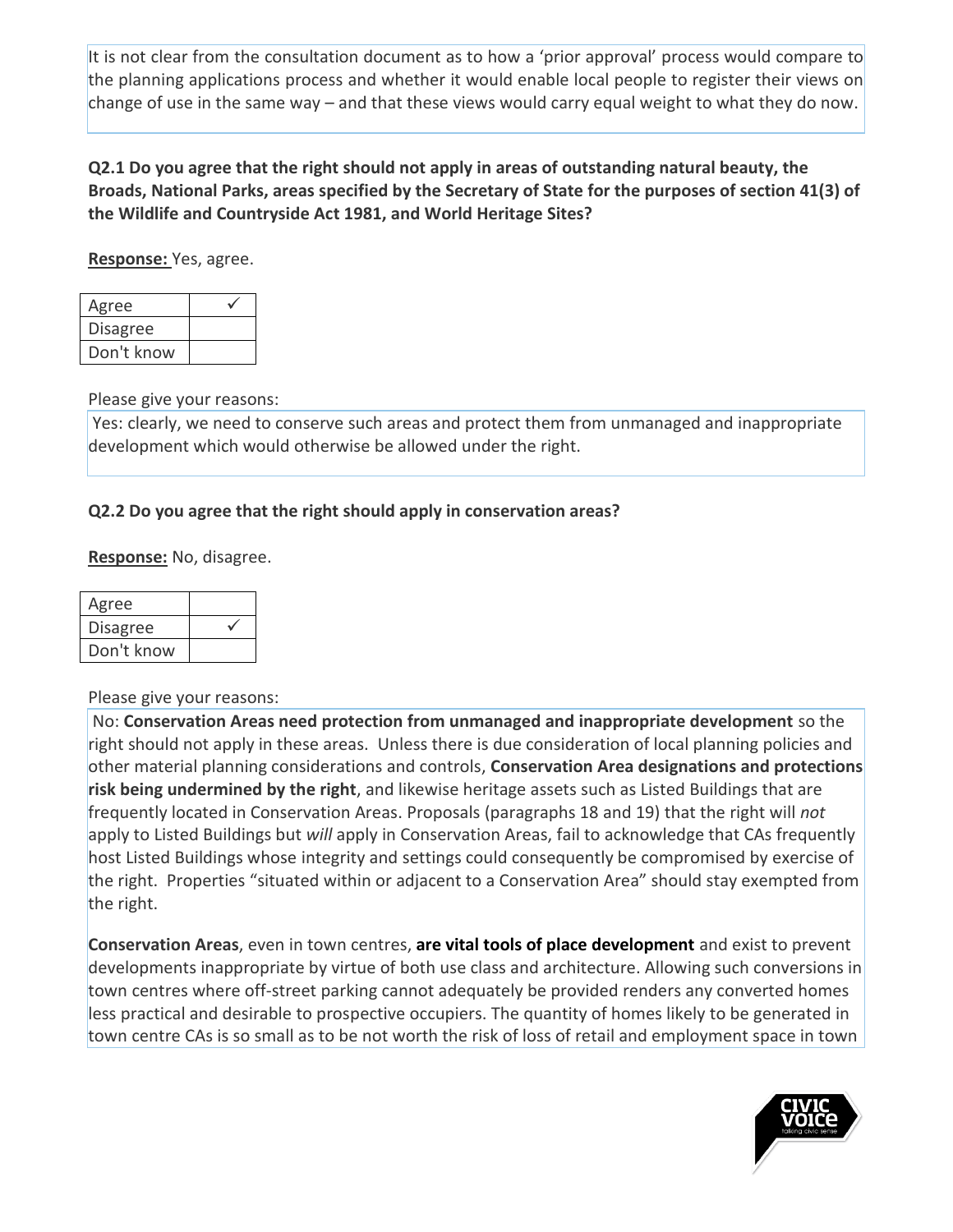It is not clear from the consultation document as to how a 'prior approval' process would compare to the planning applications process and whether it would enable local people to register their views on change of use in the same way – and that these views would carry equal weight to what they do now.

**Q2.1 Do you agree that the right should not apply in areas of outstanding natural beauty, the Broads, National Parks, areas specified by the Secretary of State for the purposes of section 41(3) of the Wildlife and Countryside Act 1981, and World Heritage Sites?**

**Response:** Yes, agree.

| | |
|---|---|
| Agree | ✓ |
| Disagree | |
| Don't know | |

Please give your reasons:

Yes: clearly, we need to conserve such areas and protect them from unmanaged and inappropriate development which would otherwise be allowed under the right.

**Q2.2 Do you agree that the right should apply in conservation areas?**

**Response:** No, disagree.

| | |
|---|---|
| Agree | |
| Disagree | ✓ |
| Don't know | |

Please give your reasons:

No: **Conservation Areas need protection from unmanaged and inappropriate development** so the right should not apply in these areas. Unless there is due consideration of local planning policies and other material planning considerations and controls, **Conservation Area designations and protections risk being undermined by the right**, and likewise heritage assets such as Listed Buildings that are frequently located in Conservation Areas. Proposals (paragraphs 18 and 19) that the right will *not* apply to Listed Buildings but *will* apply in Conservation Areas, fail to acknowledge that CAs frequently host Listed Buildings whose integrity and settings could consequently be compromised by exercise of the right. Properties "situated within or adjacent to a Conservation Area" should stay exempted from the right.

**Conservation Areas**, even in town centres, **are vital tools of place development** and exist to prevent developments inappropriate by virtue of both use class and architecture. Allowing such conversions in town centres where off-street parking cannot adequately be provided renders any converted homes less practical and desirable to prospective occupiers. The quantity of homes likely to be generated in town centre CAs is so small as to be not worth the risk of loss of retail and employment space in town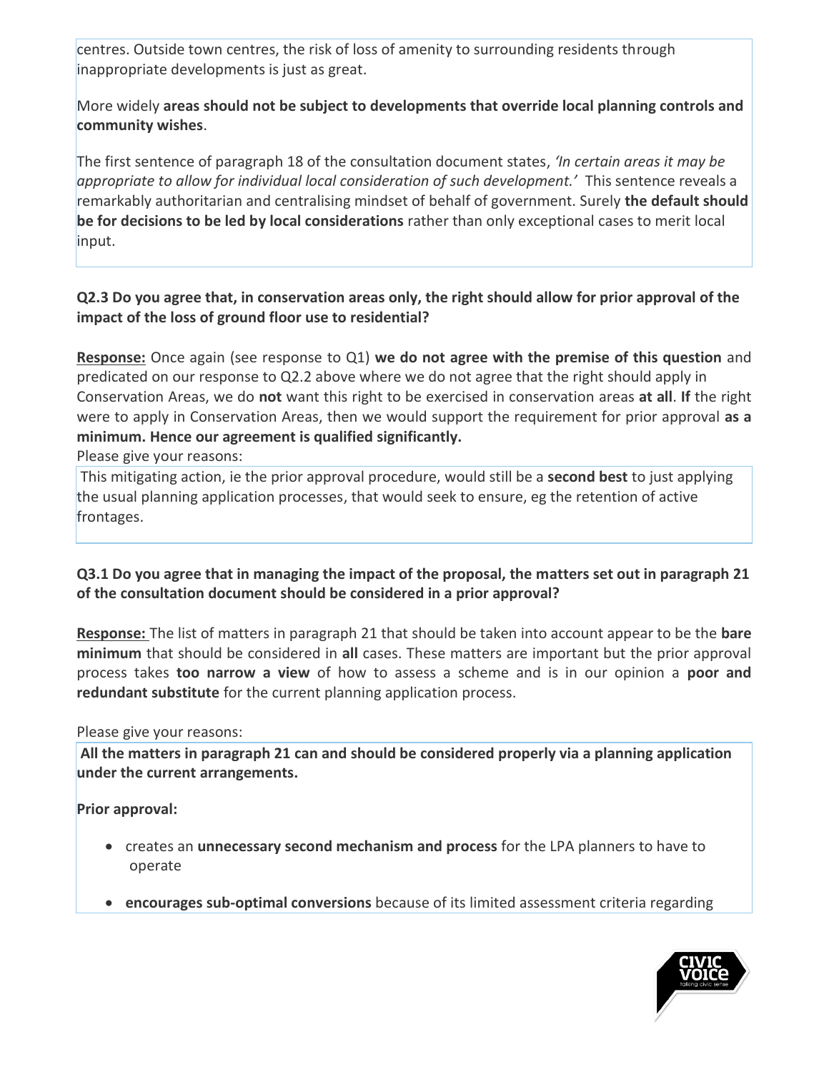centres. Outside town centres, the risk of loss of amenity to surrounding residents through inappropriate developments is just as great.

More widely **areas should not be subject to developments that override local planning controls and community wishes**.

The first sentence of paragraph 18 of the consultation document states, *'In certain areas it may be appropriate to allow for individual local consideration of such development.'* This sentence reveals a remarkably authoritarian and centralising mindset of behalf of government. Surely **the default should be for decisions to be led by local considerations** rather than only exceptional cases to merit local input.

**Q2.3 Do you agree that, in conservation areas only, the right should allow for prior approval of the impact of the loss of ground floor use to residential?**

**Response:** Once again (see response to Q1) **we do not agree with the premise of this question** and predicated on our response to Q2.2 above where we do not agree that the right should apply in Conservation Areas, we do **not** want this right to be exercised in conservation areas **at all**. **If** the right were to apply in Conservation Areas, then we would support the requirement for prior approval **as a minimum. Hence our agreement is qualified significantly.**

Please give your reasons:

This mitigating action, ie the prior approval procedure, would still be a **second best** to just applying the usual planning application processes, that would seek to ensure, eg the retention of active frontages.

**Q3.1 Do you agree that in managing the impact of the proposal, the matters set out in paragraph 21 of the consultation document should be considered in a prior approval?**

**Response:** The list of matters in paragraph 21 that should be taken into account appear to be the **bare minimum** that should be considered in **all** cases. These matters are important but the prior approval process takes **too narrow a view** of how to assess a scheme and is in our opinion a **poor and redundant substitute** for the current planning application process.

Please give your reasons:

**All the matters in paragraph 21 can and should be considered properly via a planning application under the current arrangements.**

**Prior approval:**

- creates an **unnecessary second mechanism and process** for the LPA planners to have to operate
- **encourages sub-optimal conversions** because of its limited assessment criteria regarding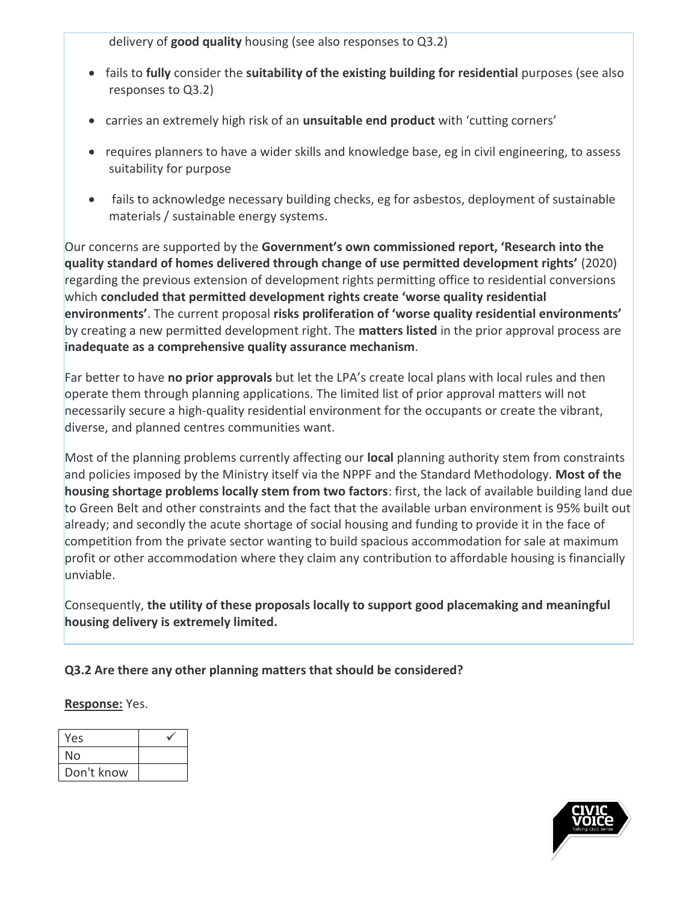delivery of **good quality** housing (see also responses to Q3.2)

- fails to **fully** consider the **suitability of the existing building for residential** purposes (see also responses to Q3.2)
- carries an extremely high risk of an **unsuitable end product** with 'cutting corners'
- requires planners to have a wider skills and knowledge base, eg in civil engineering, to assess suitability for purpose
- fails to acknowledge necessary building checks, eg for asbestos, deployment of sustainable materials / sustainable energy systems.

Our concerns are supported by the **Government's own commissioned report, 'Research into the quality standard of homes delivered through change of use permitted development rights'** (2020) regarding the previous extension of development rights permitting office to residential conversions which **concluded that permitted development rights create 'worse quality residential environments'**. The current proposal **risks proliferation of 'worse quality residential environments'** by creating a new permitted development right. The **matters listed** in the prior approval process are **inadequate as a comprehensive quality assurance mechanism**.

Far better to have **no prior approvals** but let the LPA's create local plans with local rules and then operate them through planning applications. The limited list of prior approval matters will not necessarily secure a high-quality residential environment for the occupants or create the vibrant, diverse, and planned centres communities want.

Most of the planning problems currently affecting our **local** planning authority stem from constraints and policies imposed by the Ministry itself via the NPPF and the Standard Methodology. **Most of the housing shortage problems locally stem from two factors**: first, the lack of available building land due to Green Belt and other constraints and the fact that the available urban environment is 95% built out already; and secondly the acute shortage of social housing and funding to provide it in the face of competition from the private sector wanting to build spacious accommodation for sale at maximum profit or other accommodation where they claim any contribution to affordable housing is financially unviable.

Consequently, **the utility of these proposals locally to support good placemaking and meaningful housing delivery is extremely limited.**

**Q3.2 Are there any other planning matters that should be considered?**

**Response:** Yes.

| | |
|---|---|
| Yes | ✓ |
| No | |
| Don't know | |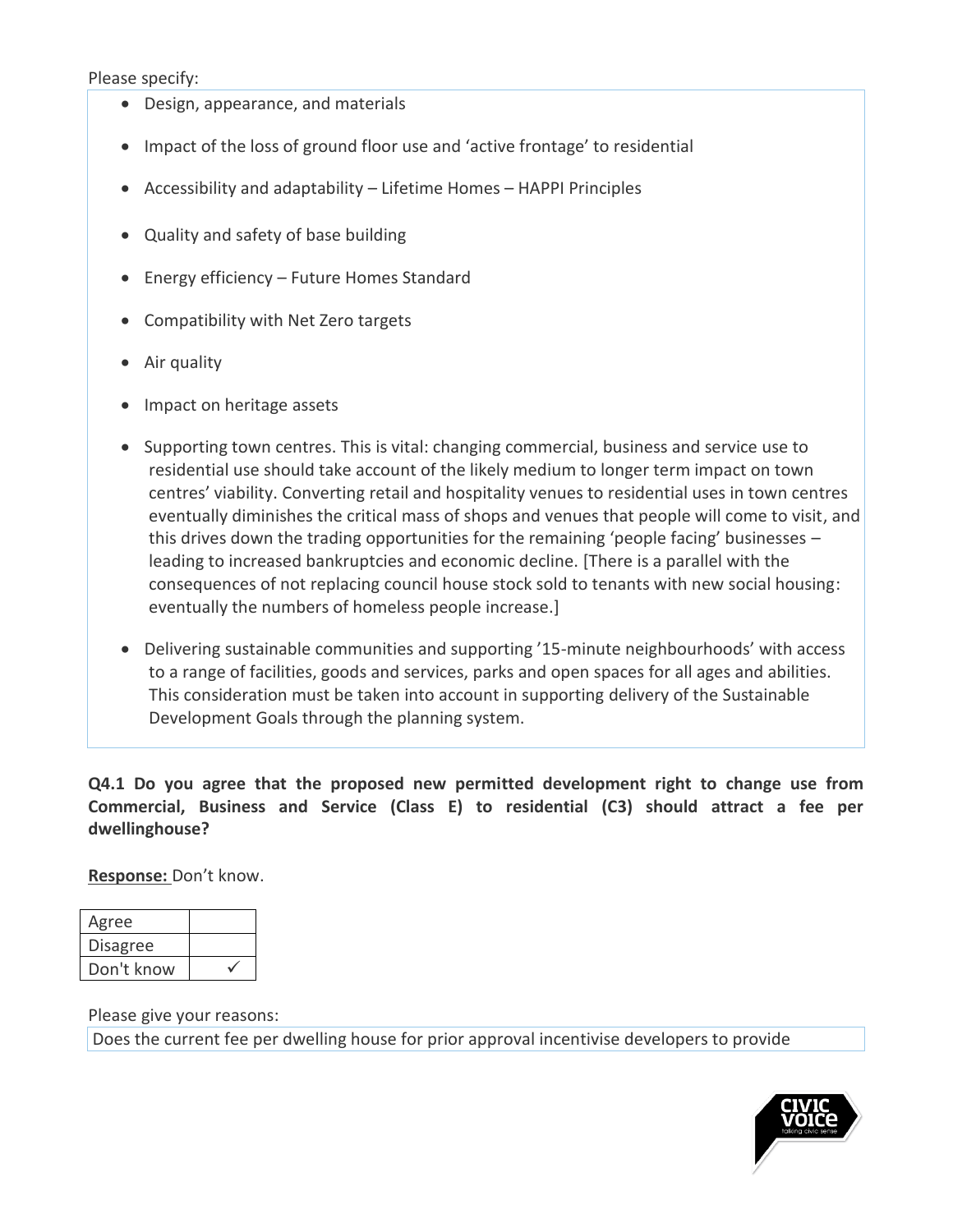Please specify:

- Design, appearance, and materials
- Impact of the loss of ground floor use and 'active frontage' to residential
- Accessibility and adaptability – Lifetime Homes – HAPPI Principles
- Quality and safety of base building
- Energy efficiency – Future Homes Standard
- Compatibility with Net Zero targets
- Air quality
- Impact on heritage assets
- Supporting town centres. This is vital: changing commercial, business and service use to residential use should take account of the likely medium to longer term impact on town centres' viability. Converting retail and hospitality venues to residential uses in town centres eventually diminishes the critical mass of shops and venues that people will come to visit, and this drives down the trading opportunities for the remaining 'people facing' businesses – leading to increased bankruptcies and economic decline. [There is a parallel with the consequences of not replacing council house stock sold to tenants with new social housing: eventually the numbers of homeless people increase.]
- Delivering sustainable communities and supporting '15-minute neighbourhoods' with access to a range of facilities, goods and services, parks and open spaces for all ages and abilities. This consideration must be taken into account in supporting delivery of the Sustainable Development Goals through the planning system.

**Q4.1 Do you agree that the proposed new permitted development right to change use from Commercial, Business and Service (Class E) to residential (C3) should attract a fee per dwellinghouse?**

**Response:** Don't know.

| | |
|---|---|
| Agree | |
| Disagree | |
| Don't know | ✓ |

Please give your reasons:

Does the current fee per dwelling house for prior approval incentivise developers to provide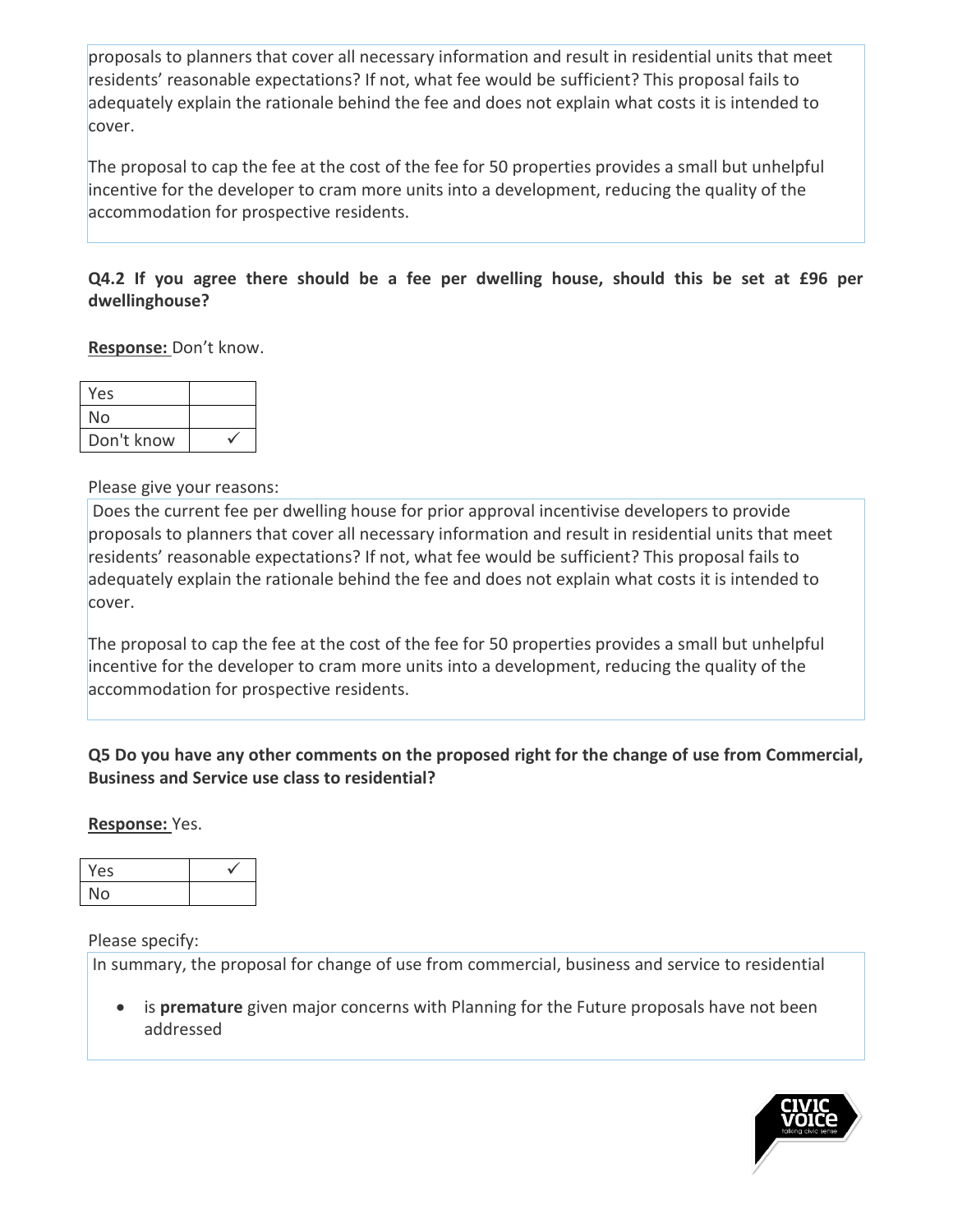proposals to planners that cover all necessary information and result in residential units that meet residents' reasonable expectations? If not, what fee would be sufficient? This proposal fails to adequately explain the rationale behind the fee and does not explain what costs it is intended to cover.

The proposal to cap the fee at the cost of the fee for 50 properties provides a small but unhelpful incentive for the developer to cram more units into a development, reducing the quality of the accommodation for prospective residents.

**Q4.2 If you agree there should be a fee per dwelling house, should this be set at £96 per dwellinghouse?**

**Response:** Don't know.

| Yes | |
|---|---|
| No | |
| Don't know | ✓ |

Please give your reasons:

Does the current fee per dwelling house for prior approval incentivise developers to provide proposals to planners that cover all necessary information and result in residential units that meet residents' reasonable expectations? If not, what fee would be sufficient? This proposal fails to adequately explain the rationale behind the fee and does not explain what costs it is intended to cover.

The proposal to cap the fee at the cost of the fee for 50 properties provides a small but unhelpful incentive for the developer to cram more units into a development, reducing the quality of the accommodation for prospective residents.

**Q5 Do you have any other comments on the proposed right for the change of use from Commercial, Business and Service use class to residential?**

**Response:** Yes.

| Yes | ✓ |
|---|---|
| No | |

Please specify:

In summary, the proposal for change of use from commercial, business and service to residential

- is **premature** given major concerns with Planning for the Future proposals have not been addressed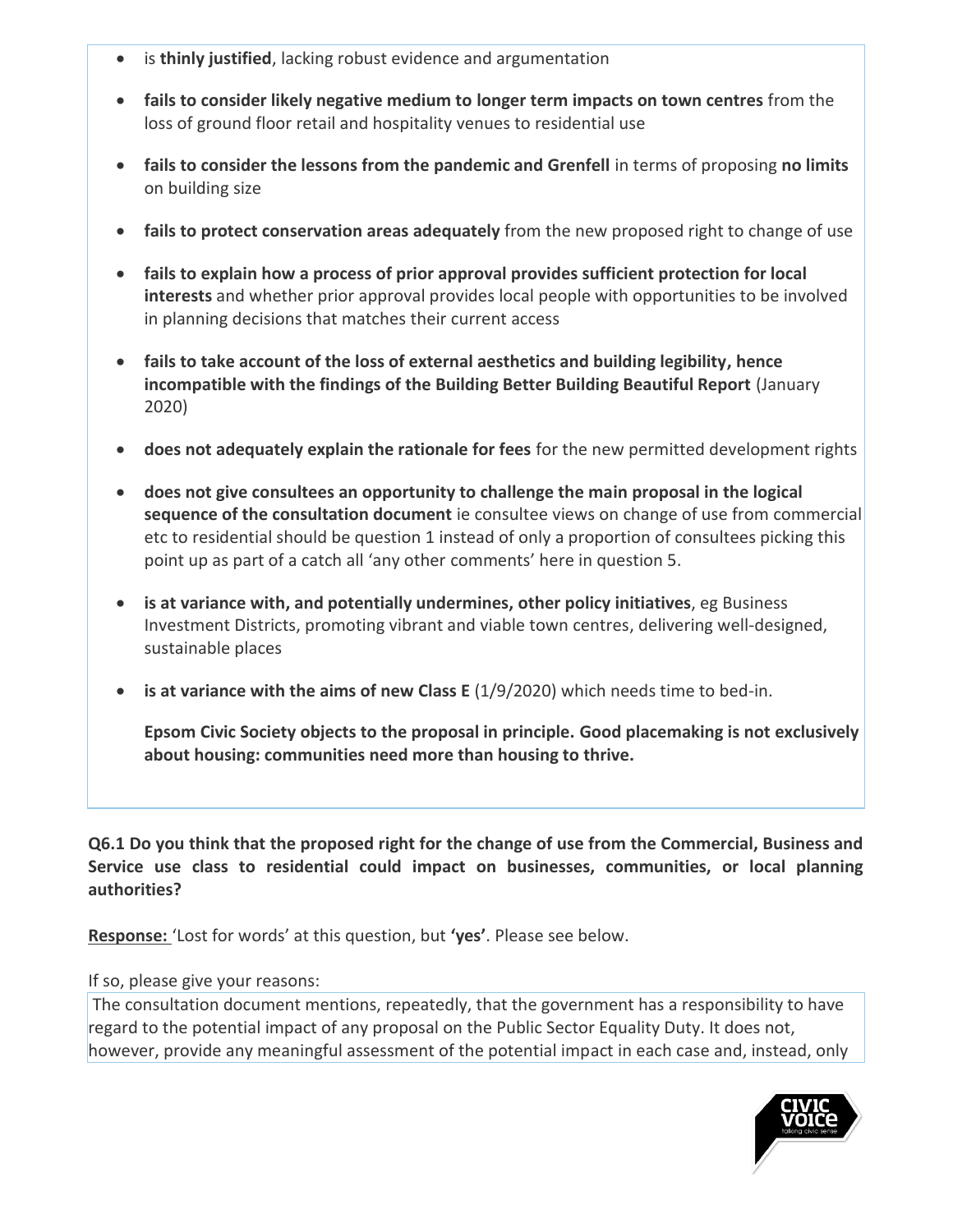- is **thinly justified**, lacking robust evidence and argumentation
- **fails to consider likely negative medium to longer term impacts on town centres** from the loss of ground floor retail and hospitality venues to residential use
- **fails to consider the lessons from the pandemic and Grenfell** in terms of proposing **no limits** on building size
- **fails to protect conservation areas adequately** from the new proposed right to change of use
- **fails to explain how a process of prior approval provides sufficient protection for local interests** and whether prior approval provides local people with opportunities to be involved in planning decisions that matches their current access
- **fails to take account of the loss of external aesthetics and building legibility, hence incompatible with the findings of the Building Better Building Beautiful Report** (January 2020)
- **does not adequately explain the rationale for fees** for the new permitted development rights
- **does not give consultees an opportunity to challenge the main proposal in the logical sequence of the consultation document** ie consultee views on change of use from commercial etc to residential should be question 1 instead of only a proportion of consultees picking this point up as part of a catch all 'any other comments' here in question 5.
- **is at variance with, and potentially undermines, other policy initiatives**, eg Business Investment Districts, promoting vibrant and viable town centres, delivering well-designed, sustainable places
- **is at variance with the aims of new Class E** (1/9/2020) which needs time to bed-in.

  **Epsom Civic Society objects to the proposal in principle. Good placemaking is not exclusively about housing: communities need more than housing to thrive.**

**Q6.1 Do you think that the proposed right for the change of use from the Commercial, Business and Service use class to residential could impact on businesses, communities, or local planning authorities?**

**Response:** 'Lost for words' at this question, but **'yes'**. Please see below.

If so, please give your reasons:

The consultation document mentions, repeatedly, that the government has a responsibility to have regard to the potential impact of any proposal on the Public Sector Equality Duty. It does not, however, provide any meaningful assessment of the potential impact in each case and, instead, only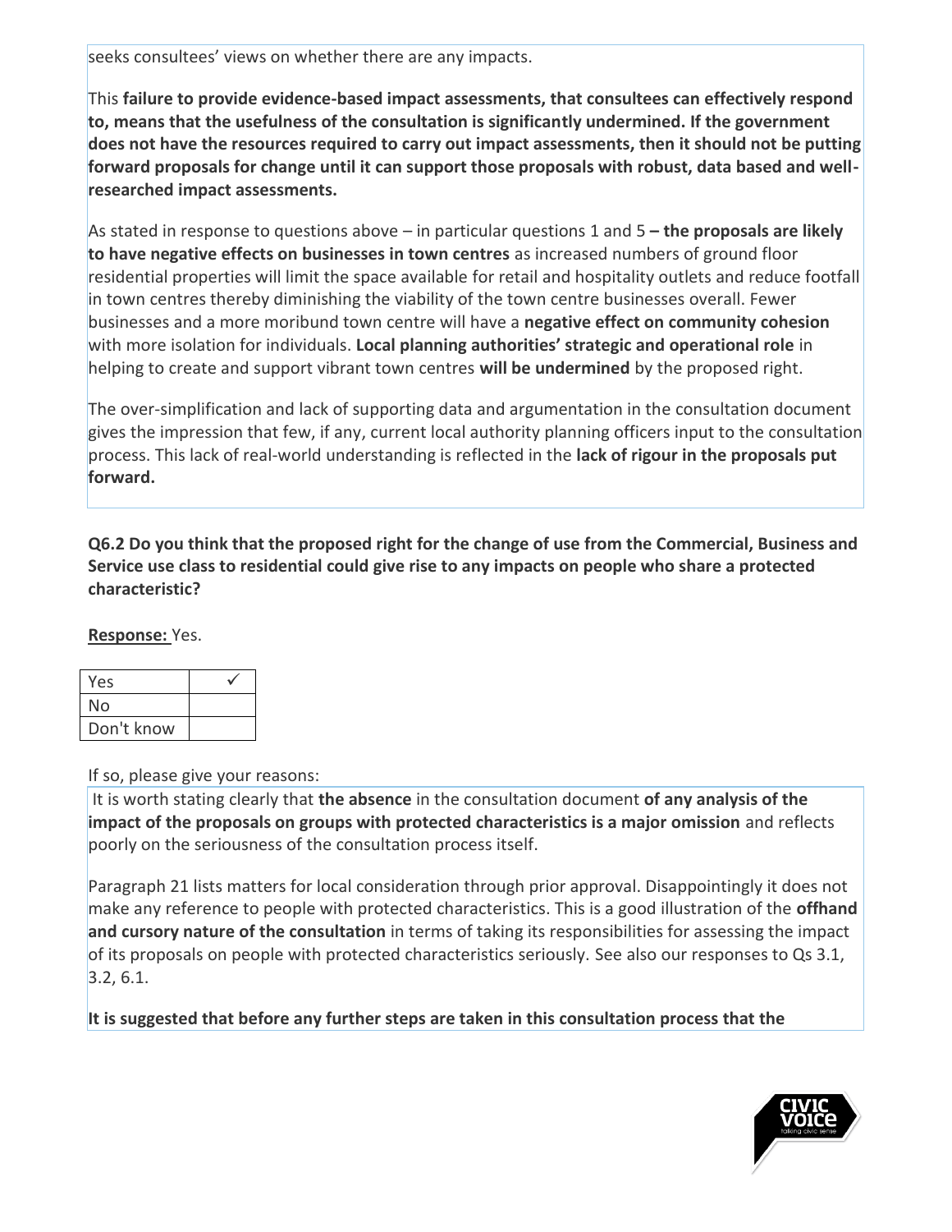seeks consultees' views on whether there are any impacts.

This **failure to provide evidence-based impact assessments, that consultees can effectively respond to, means that the usefulness of the consultation is significantly undermined. If the government does not have the resources required to carry out impact assessments, then it should not be putting forward proposals for change until it can support those proposals with robust, data based and well-researched impact assessments.**

As stated in response to questions above – in particular questions 1 and 5 **– the proposals are likely to have negative effects on businesses in town centres** as increased numbers of ground floor residential properties will limit the space available for retail and hospitality outlets and reduce footfall in town centres thereby diminishing the viability of the town centre businesses overall. Fewer businesses and a more moribund town centre will have a **negative effect on community cohesion** with more isolation for individuals. **Local planning authorities' strategic and operational role** in helping to create and support vibrant town centres **will be undermined** by the proposed right.

The over-simplification and lack of supporting data and argumentation in the consultation document gives the impression that few, if any, current local authority planning officers input to the consultation process. This lack of real-world understanding is reflected in the **lack of rigour in the proposals put forward.**

**Q6.2 Do you think that the proposed right for the change of use from the Commercial, Business and Service use class to residential could give rise to any impacts on people who share a protected characteristic?**

**Response:** Yes.

| | |
|---|---|
| Yes | ✓ |
| No | |
| Don't know | |

If so, please give your reasons:

It is worth stating clearly that **the absence** in the consultation document **of any analysis of the impact of the proposals on groups with protected characteristics is a major omission** and reflects poorly on the seriousness of the consultation process itself.

Paragraph 21 lists matters for local consideration through prior approval. Disappointingly it does not make any reference to people with protected characteristics. This is a good illustration of the **offhand and cursory nature of the consultation** in terms of taking its responsibilities for assessing the impact of its proposals on people with protected characteristics seriously. See also our responses to Qs 3.1, 3.2, 6.1.

**It is suggested that before any further steps are taken in this consultation process that the**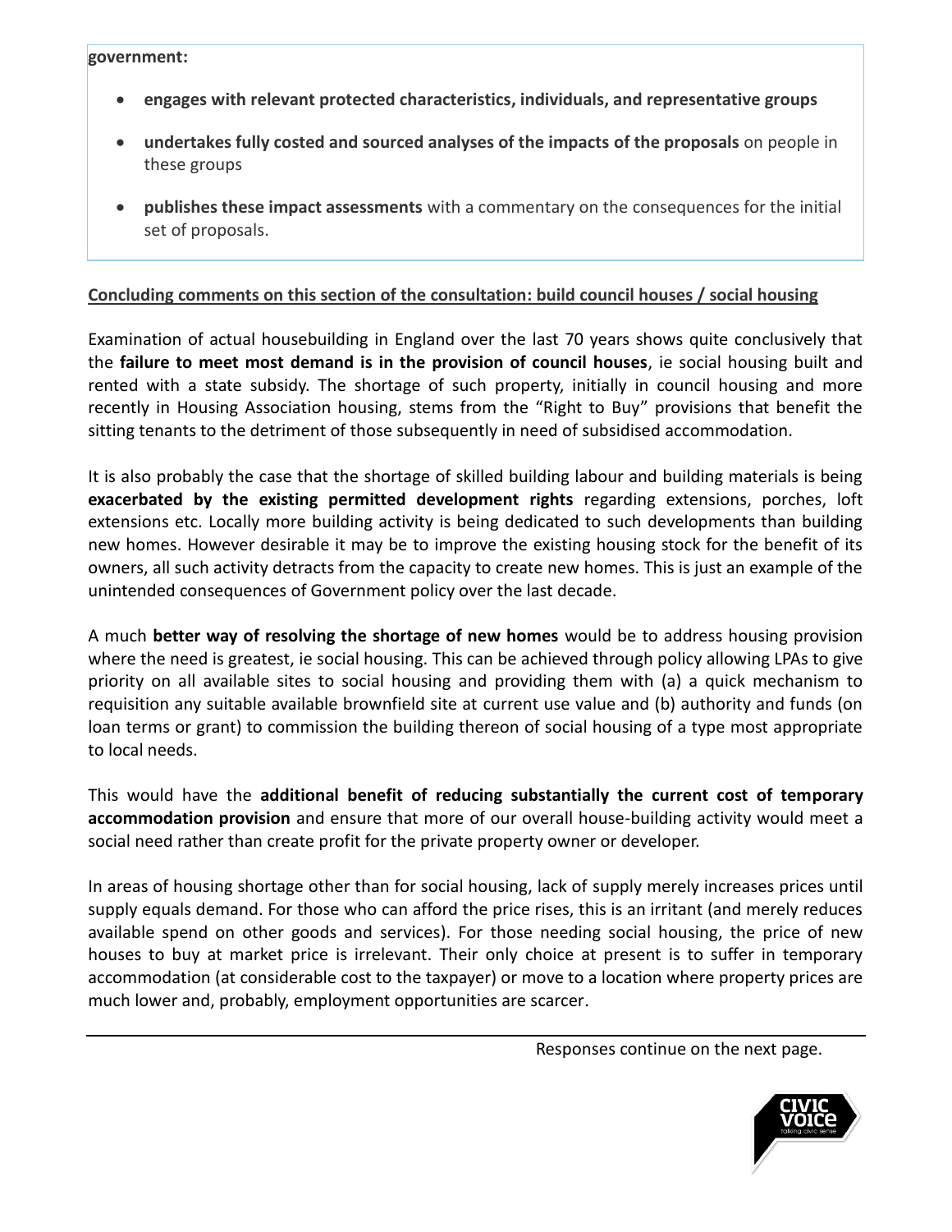**government:**

- **engages with relevant protected characteristics, individuals, and representative groups**
- **undertakes fully costed and sourced analyses of the impacts of the proposals** on people in these groups
- **publishes these impact assessments** with a commentary on the consequences for the initial set of proposals.

**Concluding comments on this section of the consultation: build council houses / social housing**

Examination of actual housebuilding in England over the last 70 years shows quite conclusively that the **failure to meet most demand is in the provision of council houses**, ie social housing built and rented with a state subsidy. The shortage of such property, initially in council housing and more recently in Housing Association housing, stems from the "Right to Buy" provisions that benefit the sitting tenants to the detriment of those subsequently in need of subsidised accommodation.

It is also probably the case that the shortage of skilled building labour and building materials is being **exacerbated by the existing permitted development rights** regarding extensions, porches, loft extensions etc. Locally more building activity is being dedicated to such developments than building new homes. However desirable it may be to improve the existing housing stock for the benefit of its owners, all such activity detracts from the capacity to create new homes. This is just an example of the unintended consequences of Government policy over the last decade.

A much **better way of resolving the shortage of new homes** would be to address housing provision where the need is greatest, ie social housing. This can be achieved through policy allowing LPAs to give priority on all available sites to social housing and providing them with (a) a quick mechanism to requisition any suitable available brownfield site at current use value and (b) authority and funds (on loan terms or grant) to commission the building thereon of social housing of a type most appropriate to local needs.

This would have the **additional benefit of reducing substantially the current cost of temporary accommodation provision** and ensure that more of our overall house-building activity would meet a social need rather than create profit for the private property owner or developer.

In areas of housing shortage other than for social housing, lack of supply merely increases prices until supply equals demand. For those who can afford the price rises, this is an irritant (and merely reduces available spend on other goods and services). For those needing social housing, the price of new houses to buy at market price is irrelevant. Their only choice at present is to suffer in temporary accommodation (at considerable cost to the taxpayer) or move to a location where property prices are much lower and, probably, employment opportunities are scarcer.

Responses continue on the next page.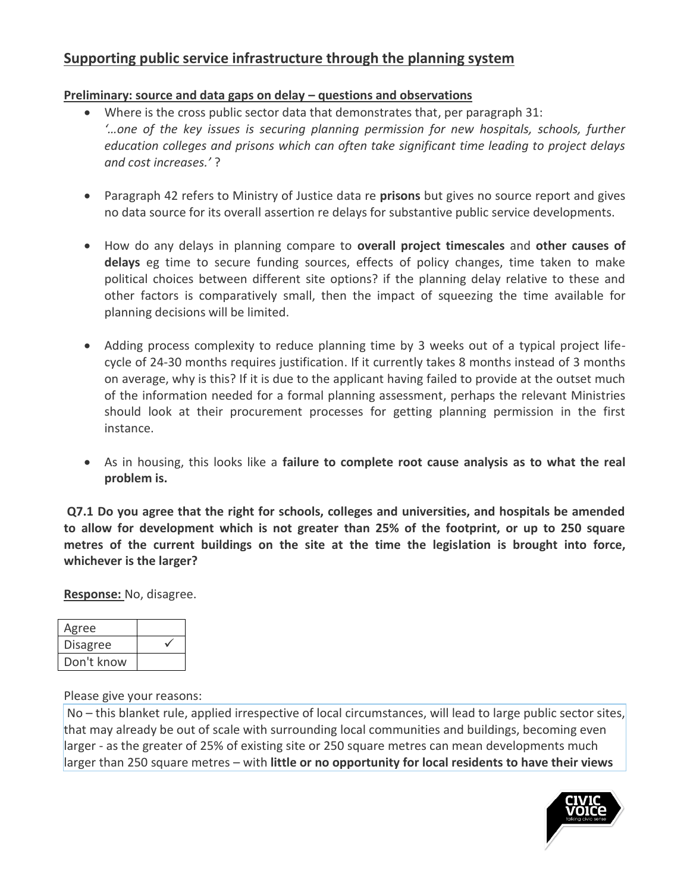## Supporting public service infrastructure through the planning system

### Preliminary: source and data gaps on delay – questions and observations

- Where is the cross public sector data that demonstrates that, per paragraph 31: *'…one of the key issues is securing planning permission for new hospitals, schools, further education colleges and prisons which can often take significant time leading to project delays and cost increases.'* ?

- Paragraph 42 refers to Ministry of Justice data re **prisons** but gives no source report and gives no data source for its overall assertion re delays for substantive public service developments.

- How do any delays in planning compare to **overall project timescales** and **other causes of delays** eg time to secure funding sources, effects of policy changes, time taken to make political choices between different site options? if the planning delay relative to these and other factors is comparatively small, then the impact of squeezing the time available for planning decisions will be limited.

- Adding process complexity to reduce planning time by 3 weeks out of a typical project life-cycle of 24-30 months requires justification. If it currently takes 8 months instead of 3 months on average, why is this? If it is due to the applicant having failed to provide at the outset much of the information needed for a formal planning assessment, perhaps the relevant Ministries should look at their procurement processes for getting planning permission in the first instance.

- As in housing, this looks like a **failure to complete root cause analysis as to what the real problem is.**

**Q7.1 Do you agree that the right for schools, colleges and universities, and hospitals be amended to allow for development which is not greater than 25% of the footprint, or up to 250 square metres of the current buildings on the site at the time the legislation is brought into force, whichever is the larger?**

**Response:** No, disagree.

| | |
|---|---|
| Agree | |
| Disagree | ✓ |
| Don't know | |

Please give your reasons:

No – this blanket rule, applied irrespective of local circumstances, will lead to large public sector sites, that may already be out of scale with surrounding local communities and buildings, becoming even larger - as the greater of 25% of existing site or 250 square metres can mean developments much larger than 250 square metres – with **little or no opportunity for local residents to have their views**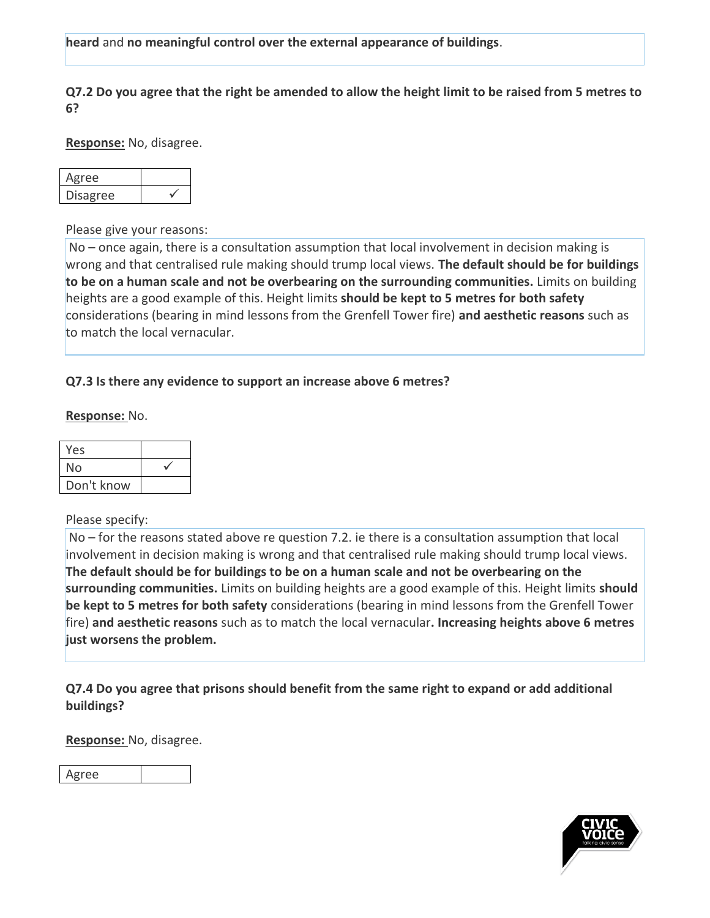**heard** and **no meaningful control over the external appearance of buildings**.

**Q7.2 Do you agree that the right be amended to allow the height limit to be raised from 5 metres to 6?**

**Response:** No, disagree.

| | |
|---|---|
| Agree | |
| Disagree | ✓ |

Please give your reasons:

No – once again, there is a consultation assumption that local involvement in decision making is wrong and that centralised rule making should trump local views. **The default should be for buildings to be on a human scale and not be overbearing on the surrounding communities.** Limits on building heights are a good example of this. Height limits **should be kept to 5 metres for both safety** considerations (bearing in mind lessons from the Grenfell Tower fire) **and aesthetic reasons** such as to match the local vernacular.

**Q7.3 Is there any evidence to support an increase above 6 metres?**

**Response:** No.

| | |
|---|---|
| Yes | |
| No | ✓ |
| Don't know | |

Please specify:

No – for the reasons stated above re question 7.2. ie there is a consultation assumption that local involvement in decision making is wrong and that centralised rule making should trump local views. **The default should be for buildings to be on a human scale and not be overbearing on the surrounding communities.** Limits on building heights are a good example of this. Height limits **should be kept to 5 metres for both safety** considerations (bearing in mind lessons from the Grenfell Tower fire) **and aesthetic reasons** such as to match the local vernacular**. Increasing heights above 6 metres just worsens the problem.**

**Q7.4 Do you agree that prisons should benefit from the same right to expand or add additional buildings?**

**Response:** No, disagree.

| | |
|---|---|
| Agree | |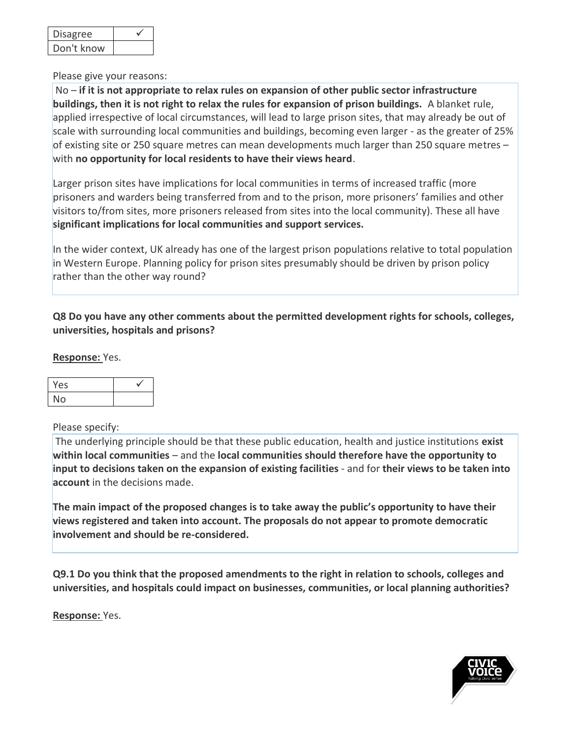| | |
|---|---|
| Disagree | ✓ |
| Don't know | |

Please give your reasons:

No – **if it is not appropriate to relax rules on expansion of other public sector infrastructure buildings, then it is not right to relax the rules for expansion of prison buildings.** A blanket rule, applied irrespective of local circumstances, will lead to large prison sites, that may already be out of scale with surrounding local communities and buildings, becoming even larger - as the greater of 25% of existing site or 250 square metres can mean developments much larger than 250 square metres – with **no opportunity for local residents to have their views heard**.

Larger prison sites have implications for local communities in terms of increased traffic (more prisoners and warders being transferred from and to the prison, more prisoners' families and other visitors to/from sites, more prisoners released from sites into the local community). These all have **significant implications for local communities and support services.**

In the wider context, UK already has one of the largest prison populations relative to total population in Western Europe. Planning policy for prison sites presumably should be driven by prison policy rather than the other way round?

**Q8 Do you have any other comments about the permitted development rights for schools, colleges, universities, hospitals and prisons?**

**Response:** Yes.

| | |
|---|---|
| Yes | ✓ |
| No | |

Please specify:

The underlying principle should be that these public education, health and justice institutions **exist within local communities** – and the **local communities should therefore have the opportunity to input to decisions taken on the expansion of existing facilities** - and for **their views to be taken into account** in the decisions made.

**The main impact of the proposed changes is to take away the public's opportunity to have their views registered and taken into account. The proposals do not appear to promote democratic involvement and should be re-considered.**

**Q9.1 Do you think that the proposed amendments to the right in relation to schools, colleges and universities, and hospitals could impact on businesses, communities, or local planning authorities?**

**Response:** Yes.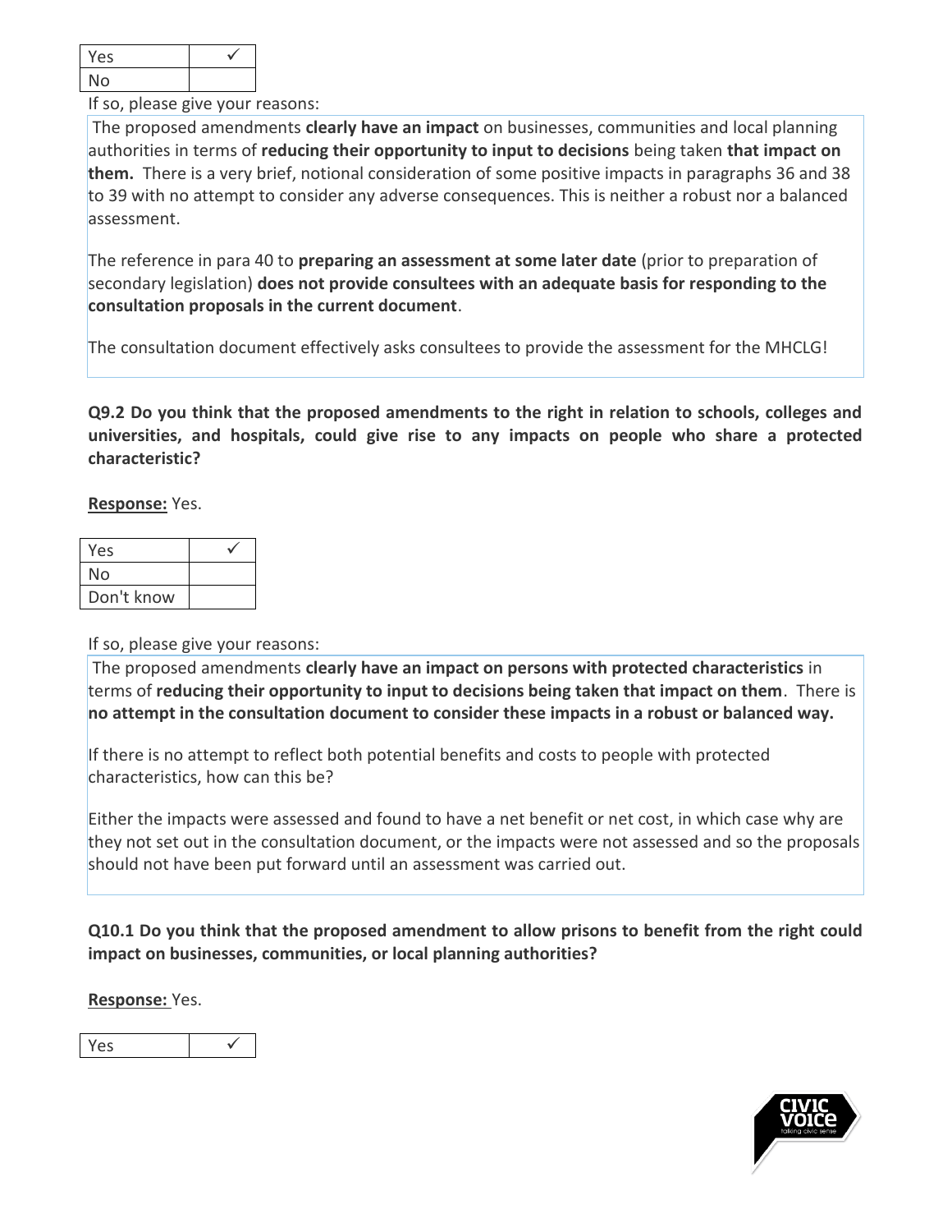| | |
|---|---|
| Yes | ✓ |
| No | |

If so, please give your reasons:

The proposed amendments **clearly have an impact** on businesses, communities and local planning authorities in terms of **reducing their opportunity to input to decisions** being taken **that impact on them.** There is a very brief, notional consideration of some positive impacts in paragraphs 36 and 38 to 39 with no attempt to consider any adverse consequences. This is neither a robust nor a balanced assessment.

The reference in para 40 to **preparing an assessment at some later date** (prior to preparation of secondary legislation) **does not provide consultees with an adequate basis for responding to the consultation proposals in the current document**.

The consultation document effectively asks consultees to provide the assessment for the MHCLG!

**Q9.2 Do you think that the proposed amendments to the right in relation to schools, colleges and universities, and hospitals, could give rise to any impacts on people who share a protected characteristic?**

**Response:** Yes.

| | |
|---|---|
| Yes | ✓ |
| No | |
| Don't know | |

If so, please give your reasons:

The proposed amendments **clearly have an impact on persons with protected characteristics** in terms of **reducing their opportunity to input to decisions being taken that impact on them**. There is **no attempt in the consultation document to consider these impacts in a robust or balanced way.**

If there is no attempt to reflect both potential benefits and costs to people with protected characteristics, how can this be?

Either the impacts were assessed and found to have a net benefit or net cost, in which case why are they not set out in the consultation document, or the impacts were not assessed and so the proposals should not have been put forward until an assessment was carried out.

**Q10.1 Do you think that the proposed amendment to allow prisons to benefit from the right could impact on businesses, communities, or local planning authorities?**

**Response:** Yes.

| | |
|---|---|
| Yes | ✓ |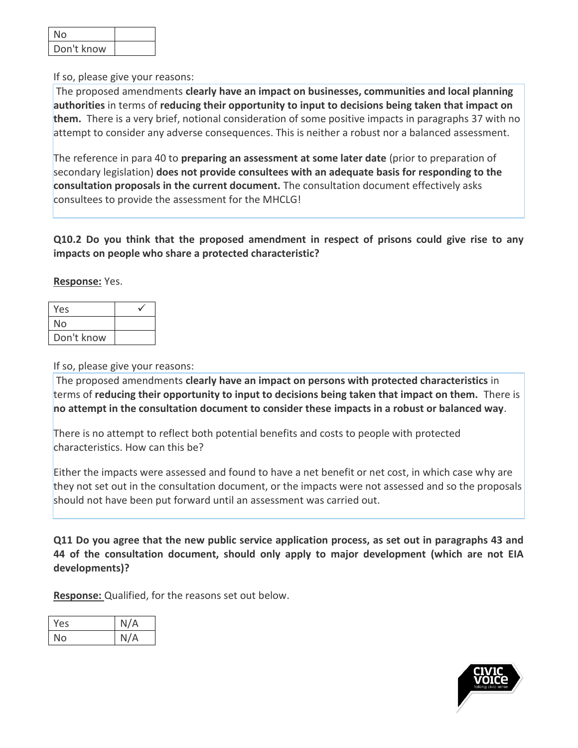| | |
|---|---|
| No | |
| Don't know | |

If so, please give your reasons:

The proposed amendments **clearly have an impact on businesses, communities and local planning authorities** in terms of **reducing their opportunity to input to decisions being taken that impact on them.** There is a very brief, notional consideration of some positive impacts in paragraphs 37 with no attempt to consider any adverse consequences. This is neither a robust nor a balanced assessment.

The reference in para 40 to **preparing an assessment at some later date** (prior to preparation of secondary legislation) **does not provide consultees with an adequate basis for responding to the consultation proposals in the current document.** The consultation document effectively asks consultees to provide the assessment for the MHCLG!

**Q10.2 Do you think that the proposed amendment in respect of prisons could give rise to any impacts on people who share a protected characteristic?**

**Response:** Yes.

| | |
|---|---|
| Yes | ✓ |
| No | |
| Don't know | |

If so, please give your reasons:

The proposed amendments **clearly have an impact on persons with protected characteristics** in terms of **reducing their opportunity to input to decisions being taken that impact on them.** There is **no attempt in the consultation document to consider these impacts in a robust or balanced way**.

There is no attempt to reflect both potential benefits and costs to people with protected characteristics. How can this be?

Either the impacts were assessed and found to have a net benefit or net cost, in which case why are they not set out in the consultation document, or the impacts were not assessed and so the proposals should not have been put forward until an assessment was carried out.

**Q11 Do you agree that the new public service application process, as set out in paragraphs 43 and 44 of the consultation document, should only apply to major development (which are not EIA developments)?**

**Response:** Qualified, for the reasons set out below.

| | |
|---|---|
| Yes | N/A |
| No | N/A |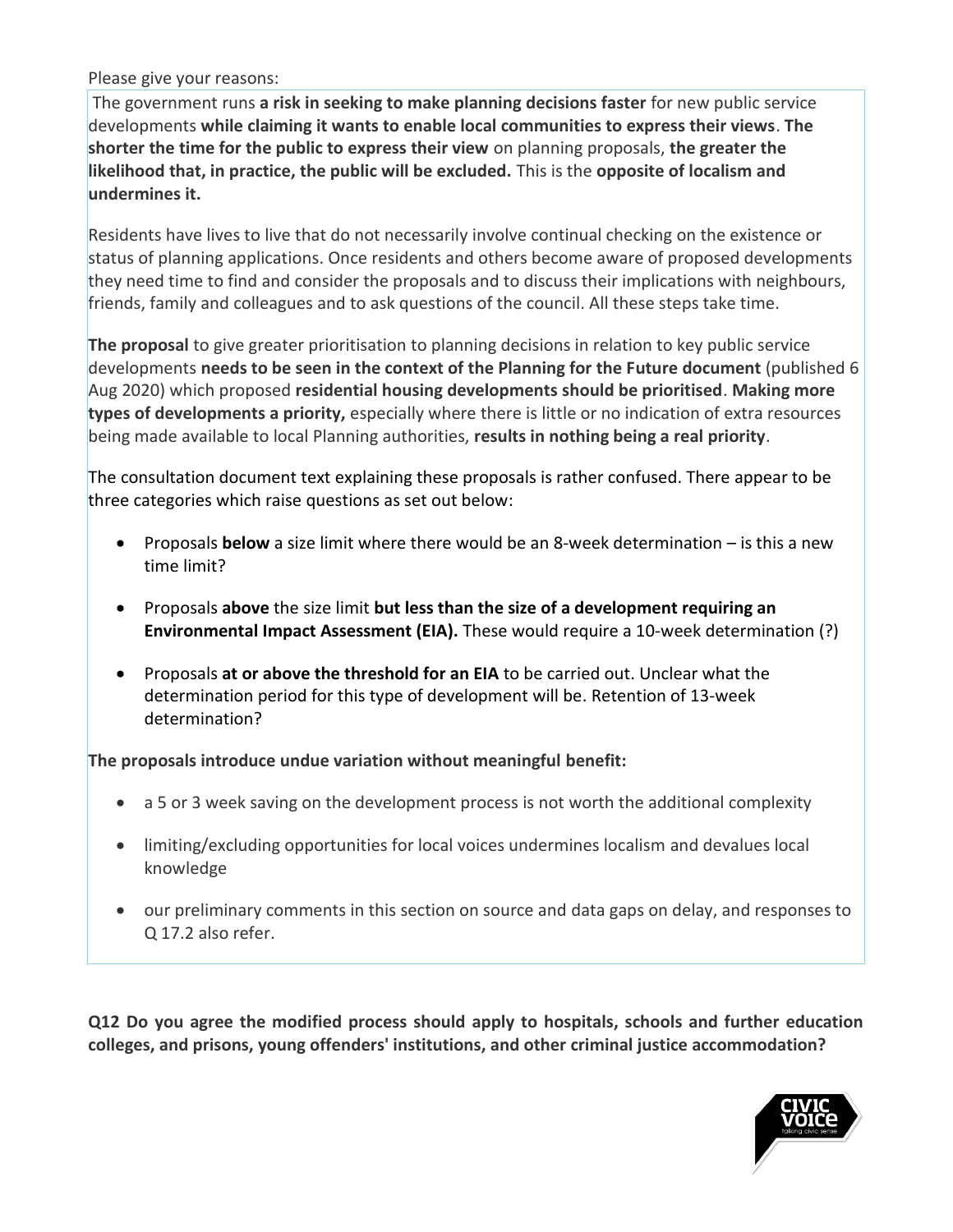Please give your reasons:

The government runs **a risk in seeking to make planning decisions faster** for new public service developments **while claiming it wants to enable local communities to express their views**. **The shorter the time for the public to express their view** on planning proposals, **the greater the likelihood that, in practice, the public will be excluded.** This is the **opposite of localism and undermines it.**

Residents have lives to live that do not necessarily involve continual checking on the existence or status of planning applications. Once residents and others become aware of proposed developments they need time to find and consider the proposals and to discuss their implications with neighbours, friends, family and colleagues and to ask questions of the council. All these steps take time.

**The proposal** to give greater prioritisation to planning decisions in relation to key public service developments **needs to be seen in the context of the Planning for the Future document** (published 6 Aug 2020) which proposed **residential housing developments should be prioritised**. **Making more types of developments a priority,** especially where there is little or no indication of extra resources being made available to local Planning authorities, **results in nothing being a real priority**.

The consultation document text explaining these proposals is rather confused. There appear to be three categories which raise questions as set out below:

- Proposals **below** a size limit where there would be an 8-week determination – is this a new time limit?
- Proposals **above** the size limit **but less than the size of a development requiring an Environmental Impact Assessment (EIA).** These would require a 10-week determination (?)
- Proposals **at or above the threshold for an EIA** to be carried out. Unclear what the determination period for this type of development will be. Retention of 13-week determination?

**The proposals introduce undue variation without meaningful benefit:**

- a 5 or 3 week saving on the development process is not worth the additional complexity
- limiting/excluding opportunities for local voices undermines localism and devalues local knowledge
- our preliminary comments in this section on source and data gaps on delay, and responses to Q 17.2 also refer.

**Q12 Do you agree the modified process should apply to hospitals, schools and further education colleges, and prisons, young offenders' institutions, and other criminal justice accommodation?**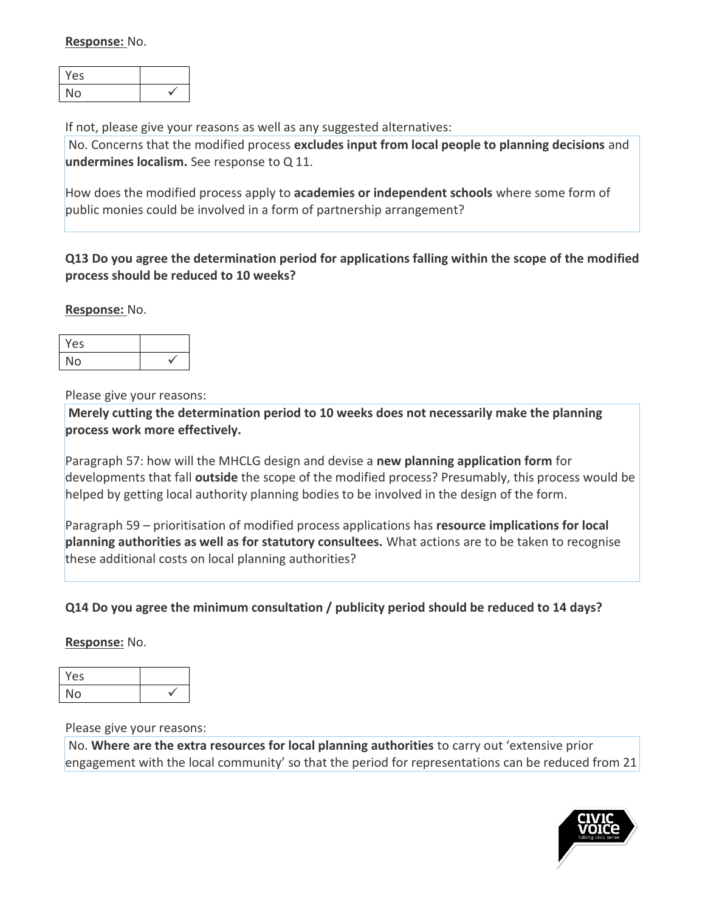**Response:** No.

| | |
|---|---|
| Yes | |
| No | ✓ |

If not, please give your reasons as well as any suggested alternatives:

No. Concerns that the modified process **excludes input from local people to planning decisions** and **undermines localism.** See response to Q 11.

How does the modified process apply to **academies or independent schools** where some form of public monies could be involved in a form of partnership arrangement?

**Q13 Do you agree the determination period for applications falling within the scope of the modified process should be reduced to 10 weeks?**

**Response:** No.

| | |
|---|---|
| Yes | |
| No | ✓ |

Please give your reasons:

**Merely cutting the determination period to 10 weeks does not necessarily make the planning process work more effectively.**

Paragraph 57: how will the MHCLG design and devise a **new planning application form** for developments that fall **outside** the scope of the modified process? Presumably, this process would be helped by getting local authority planning bodies to be involved in the design of the form.

Paragraph 59 – prioritisation of modified process applications has **resource implications for local planning authorities as well as for statutory consultees.** What actions are to be taken to recognise these additional costs on local planning authorities?

**Q14 Do you agree the minimum consultation / publicity period should be reduced to 14 days?**

**Response:** No.

| | |
|---|---|
| Yes | |
| No | ✓ |

Please give your reasons:

No. **Where are the extra resources for local planning authorities** to carry out 'extensive prior engagement with the local community' so that the period for representations can be reduced from 21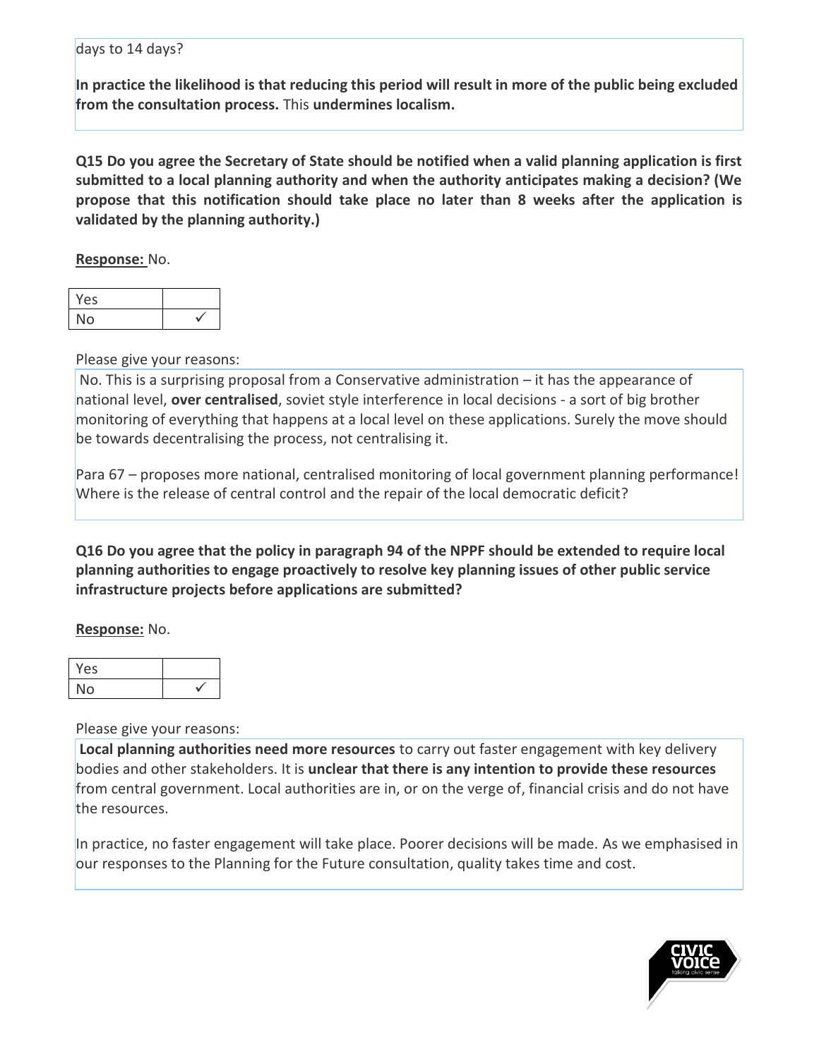days to 14 days?

**In practice the likelihood is that reducing this period will result in more of the public being excluded from the consultation process.** This **undermines localism.**

**Q15 Do you agree the Secretary of State should be notified when a valid planning application is first submitted to a local planning authority and when the authority anticipates making a decision? (We propose that this notification should take place no later than 8 weeks after the application is validated by the planning authority.)**

**Response:** No.

| | |
|---|---|
| Yes | |
| No | ✓ |

Please give your reasons:

No. This is a surprising proposal from a Conservative administration – it has the appearance of national level, **over centralised**, soviet style interference in local decisions - a sort of big brother monitoring of everything that happens at a local level on these applications. Surely the move should be towards decentralising the process, not centralising it.

Para 67 – proposes more national, centralised monitoring of local government planning performance! Where is the release of central control and the repair of the local democratic deficit?

**Q16 Do you agree that the policy in paragraph 94 of the NPPF should be extended to require local planning authorities to engage proactively to resolve key planning issues of other public service infrastructure projects before applications are submitted?**

**Response:** No.

| | |
|---|---|
| Yes | |
| No | ✓ |

Please give your reasons:

**Local planning authorities need more resources** to carry out faster engagement with key delivery bodies and other stakeholders. It is **unclear that there is any intention to provide these resources** from central government. Local authorities are in, or on the verge of, financial crisis and do not have the resources.

In practice, no faster engagement will take place. Poorer decisions will be made. As we emphasised in our responses to the Planning for the Future consultation, quality takes time and cost.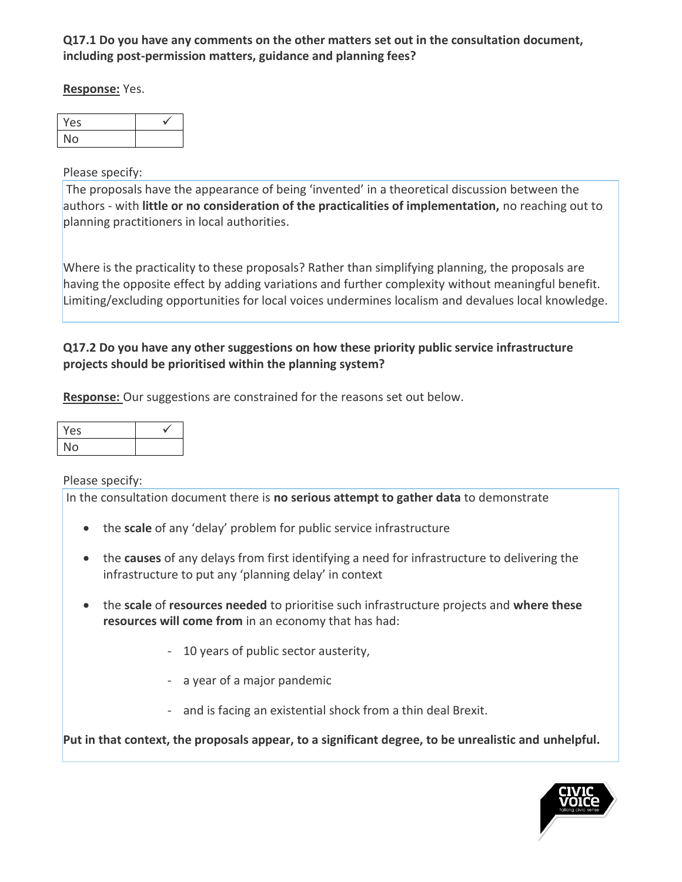**Q17.1 Do you have any comments on the other matters set out in the consultation document, including post-permission matters, guidance and planning fees?**

**Response:** Yes.

| | |
|---|---|
| Yes | ✓ |
| No | |

Please specify:

The proposals have the appearance of being 'invented' in a theoretical discussion between the authors - with **little or no consideration of the practicalities of implementation,** no reaching out to planning practitioners in local authorities.

Where is the practicality to these proposals? Rather than simplifying planning, the proposals are having the opposite effect by adding variations and further complexity without meaningful benefit. Limiting/excluding opportunities for local voices undermines localism and devalues local knowledge.

**Q17.2 Do you have any other suggestions on how these priority public service infrastructure projects should be prioritised within the planning system?**

**Response:** Our suggestions are constrained for the reasons set out below.

| | |
|---|---|
| Yes | ✓ |
| No | |

Please specify:

In the consultation document there is **no serious attempt to gather data** to demonstrate

- the **scale** of any 'delay' problem for public service infrastructure
- the **causes** of any delays from first identifying a need for infrastructure to delivering the infrastructure to put any 'planning delay' in context
- the **scale** of **resources needed** to prioritise such infrastructure projects and **where these resources will come from** in an economy that has had:
  - 10 years of public sector austerity,
  - a year of a major pandemic
  - and is facing an existential shock from a thin deal Brexit.

**Put in that context, the proposals appear, to a significant degree, to be unrealistic and unhelpful.**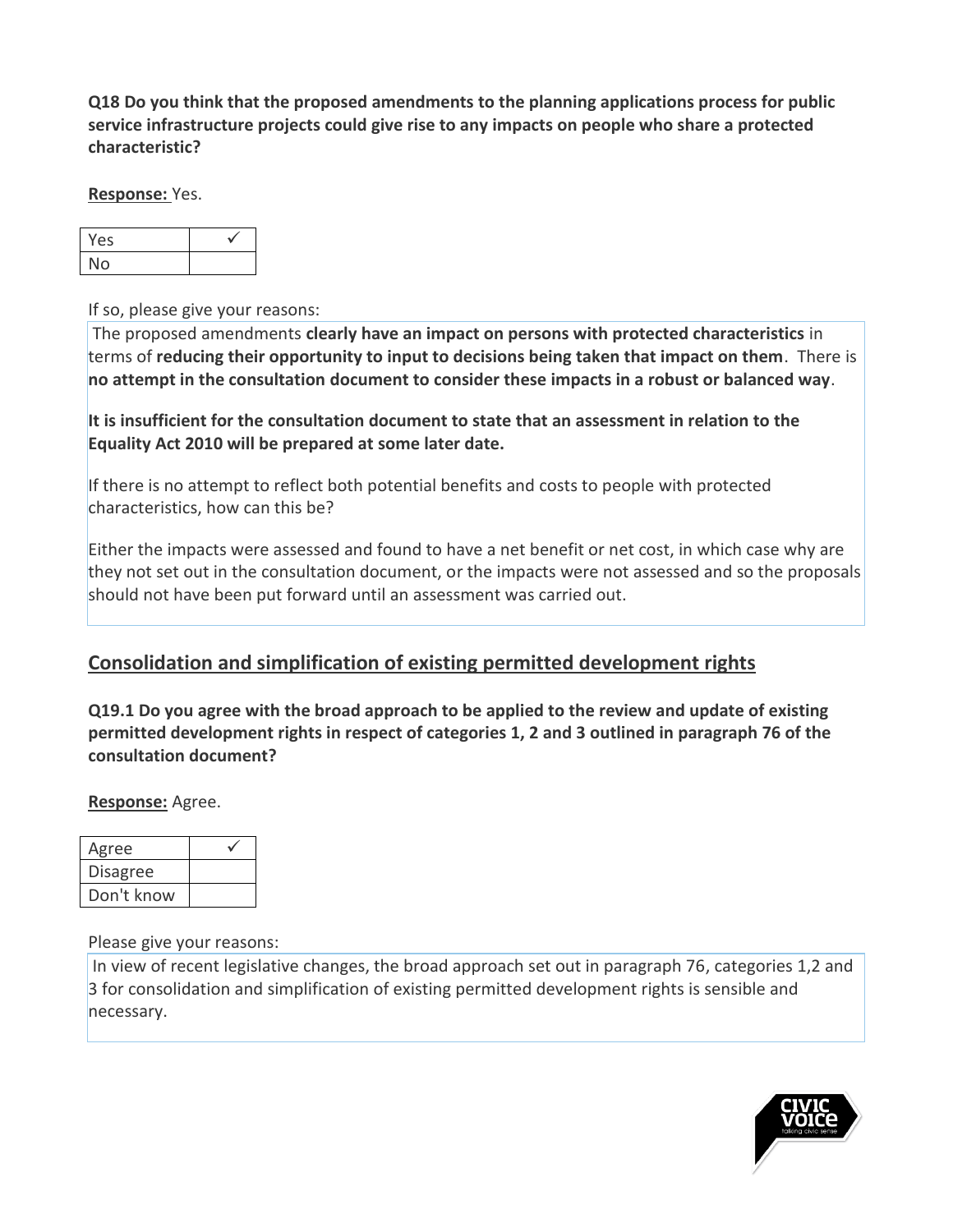**Q18 Do you think that the proposed amendments to the planning applications process for public service infrastructure projects could give rise to any impacts on people who share a protected characteristic?**

**Response:** Yes.

| | |
|---|---|
| Yes | ✓ |
| No | |

If so, please give your reasons:

The proposed amendments **clearly have an impact on persons with protected characteristics** in terms of **reducing their opportunity to input to decisions being taken that impact on them**. There is **no attempt in the consultation document to consider these impacts in a robust or balanced way**.

**It is insufficient for the consultation document to state that an assessment in relation to the Equality Act 2010 will be prepared at some later date.**

If there is no attempt to reflect both potential benefits and costs to people with protected characteristics, how can this be?

Either the impacts were assessed and found to have a net benefit or net cost, in which case why are they not set out in the consultation document, or the impacts were not assessed and so the proposals should not have been put forward until an assessment was carried out.

## Consolidation and simplification of existing permitted development rights

**Q19.1 Do you agree with the broad approach to be applied to the review and update of existing permitted development rights in respect of categories 1, 2 and 3 outlined in paragraph 76 of the consultation document?**

**Response:** Agree.

| | |
|---|---|
| Agree | ✓ |
| Disagree | |
| Don't know | |

Please give your reasons:

In view of recent legislative changes, the broad approach set out in paragraph 76, categories 1,2 and 3 for consolidation and simplification of existing permitted development rights is sensible and necessary.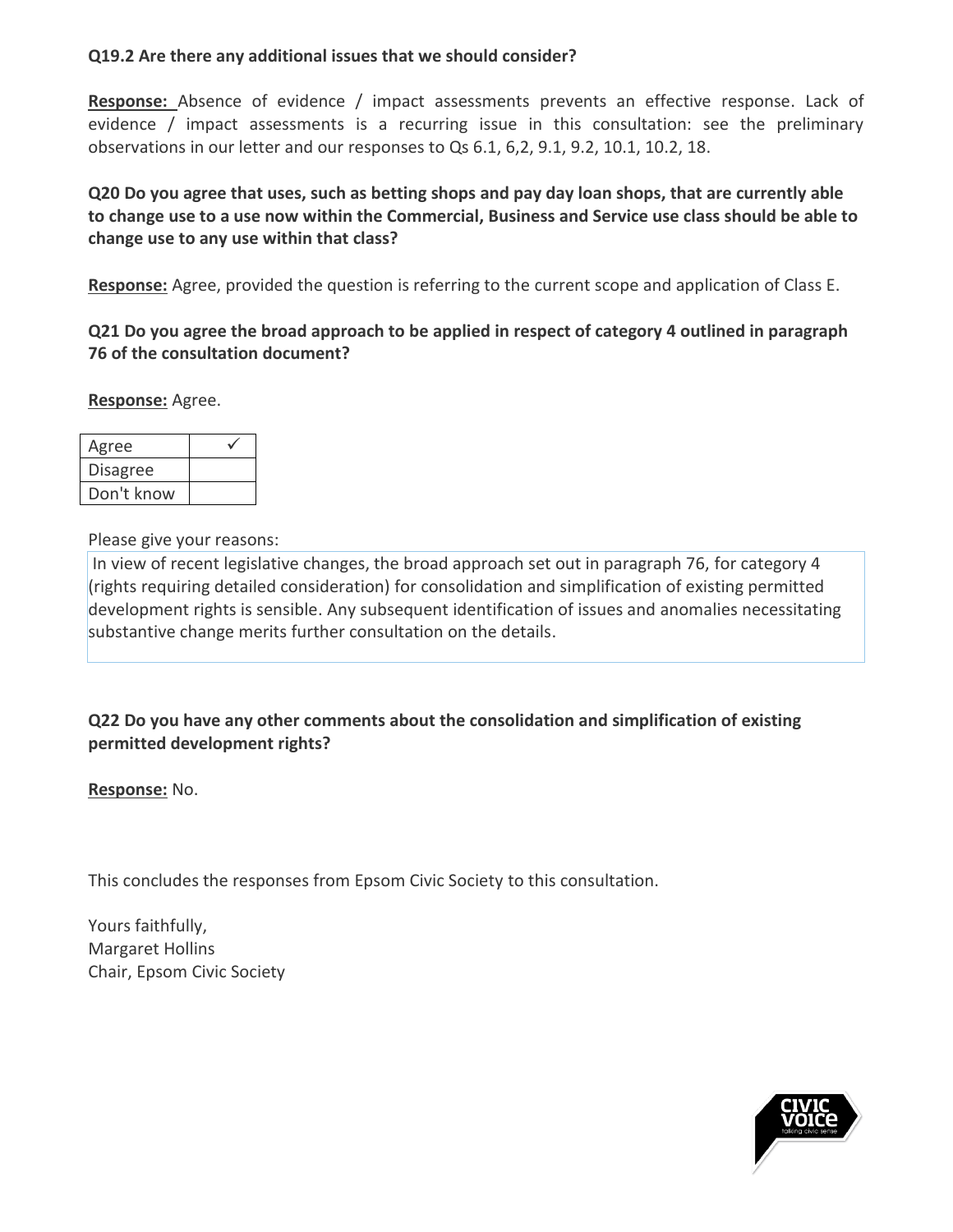**Q19.2 Are there any additional issues that we should consider?**

**Response:** Absence of evidence / impact assessments prevents an effective response. Lack of evidence / impact assessments is a recurring issue in this consultation: see the preliminary observations in our letter and our responses to Qs 6.1, 6,2, 9.1, 9.2, 10.1, 10.2, 18.

**Q20 Do you agree that uses, such as betting shops and pay day loan shops, that are currently able to change use to a use now within the Commercial, Business and Service use class should be able to change use to any use within that class?**

**Response:** Agree, provided the question is referring to the current scope and application of Class E.

**Q21 Do you agree the broad approach to be applied in respect of category 4 outlined in paragraph 76 of the consultation document?**

**Response:** Agree.

| | |
|---|---|
| Agree | ✓ |
| Disagree | |
| Don't know | |

Please give your reasons:

In view of recent legislative changes, the broad approach set out in paragraph 76, for category 4 (rights requiring detailed consideration) for consolidation and simplification of existing permitted development rights is sensible. Any subsequent identification of issues and anomalies necessitating substantive change merits further consultation on the details.

**Q22 Do you have any other comments about the consolidation and simplification of existing permitted development rights?**

**Response:** No.

This concludes the responses from Epsom Civic Society to this consultation.

Yours faithfully,
Margaret Hollins
Chair, Epsom Civic Society